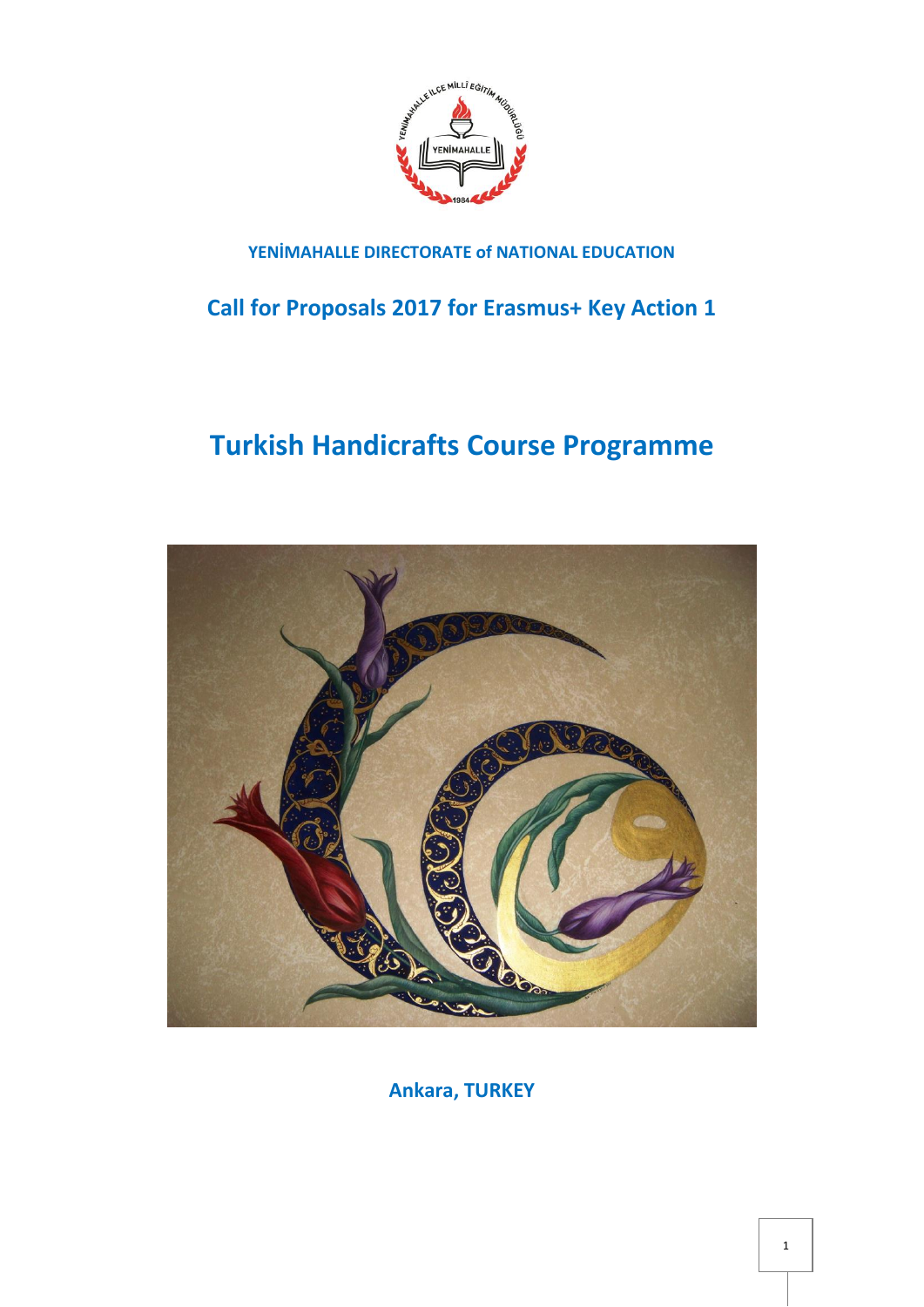**YENİMAHALLE DIRECTORATE of NATIONAL EDUCATION**

## Call for Proposals 2017 for Erasmus+ Key Action 1

# Turkish Handicrafts Course Programme

**Ankara, TURKEY**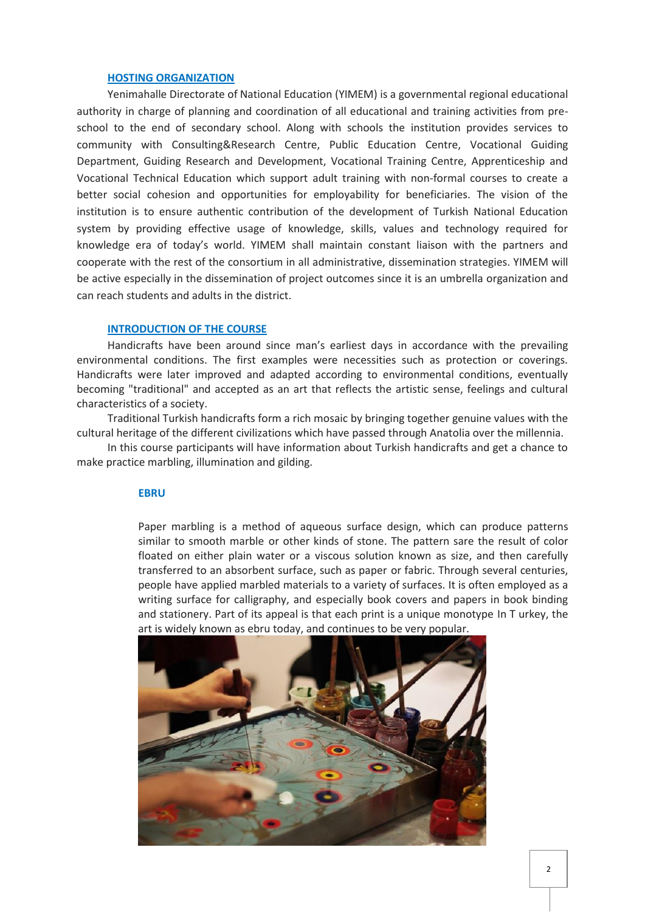## HOSTING ORGANIZATION

Yenimahalle Directorate of National Education (YIMEM) is a governmental regional educational authority in charge of planning and coordination of all educational and training activities from pre-school to the end of secondary school. Along with schools the institution provides services to community with Consulting&Research Centre, Public Education Centre, Vocational Guiding Department, Guiding Research and Development, Vocational Training Centre, Apprenticeship and Vocational Technical Education which support adult training with non-formal courses to create a better social cohesion and opportunities for employability for beneficiaries. The vision of the institution is to ensure authentic contribution of the development of Turkish National Education system by providing effective usage of knowledge, skills, values and technology required for knowledge era of today's world. YIMEM shall maintain constant liaison with the partners and cooperate with the rest of the consortium in all administrative, dissemination strategies. YIMEM will be active especially in the dissemination of project outcomes since it is an umbrella organization and can reach students and adults in the district.

## INTRODUCTION OF THE COURSE

Handicrafts have been around since man's earliest days in accordance with the prevailing environmental conditions. The first examples were necessities such as protection or coverings. Handicrafts were later improved and adapted according to environmental conditions, eventually becoming "traditional" and accepted as an art that reflects the artistic sense, feelings and cultural characteristics of a society.

Traditional Turkish handicrafts form a rich mosaic by bringing together genuine values with the cultural heritage of the different civilizations which have passed through Anatolia over the millennia.

In this course participants will have information about Turkish handicrafts and get a chance to make practice marbling, illumination and gilding.

### EBRU

Paper marbling is a method of aqueous surface design, which can produce patterns similar to smooth marble or other kinds of stone. The pattern sare the result of color floated on either plain water or a viscous solution known as size, and then carefully transferred to an absorbent surface, such as paper or fabric. Through several centuries, people have applied marbled materials to a variety of surfaces. It is often employed as a writing surface for calligraphy, and especially book covers and papers in book binding and stationery. Part of its appeal is that each print is a unique monotype In T urkey, the art is widely known as ebru today, and continues to be very popular.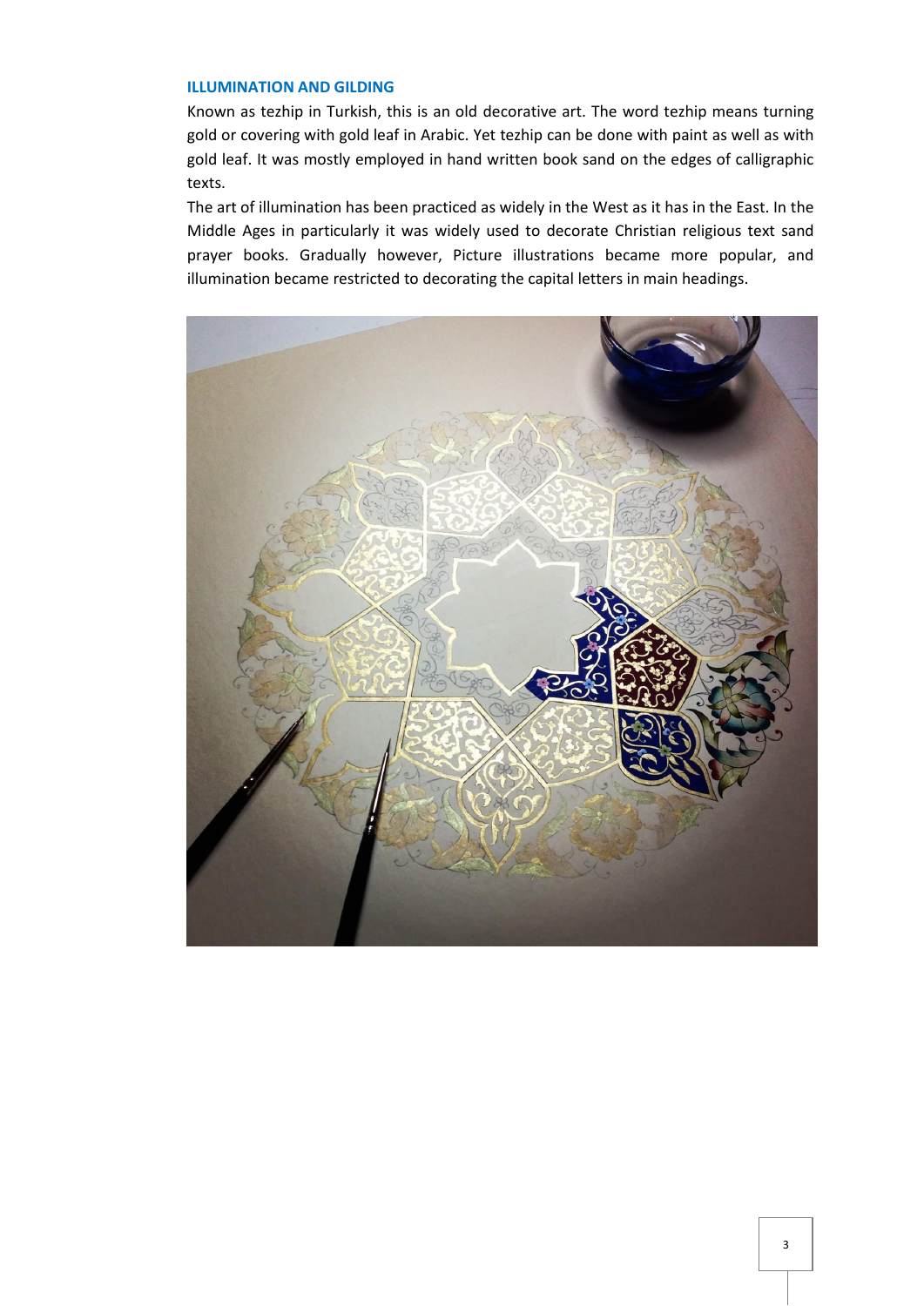## ILLUMINATION AND GILDING

Known as tezhip in Turkish, this is an old decorative art. The word tezhip means turning gold or covering with gold leaf in Arabic. Yet tezhip can be done with paint as well as with gold leaf. It was mostly employed in hand written book sand on the edges of calligraphic texts.

The art of illumination has been practiced as widely in the West as it has in the East. In the Middle Ages in particularly it was widely used to decorate Christian religious text sand prayer books. Gradually however, Picture illustrations became more popular, and illumination became restricted to decorating the capital letters in main headings.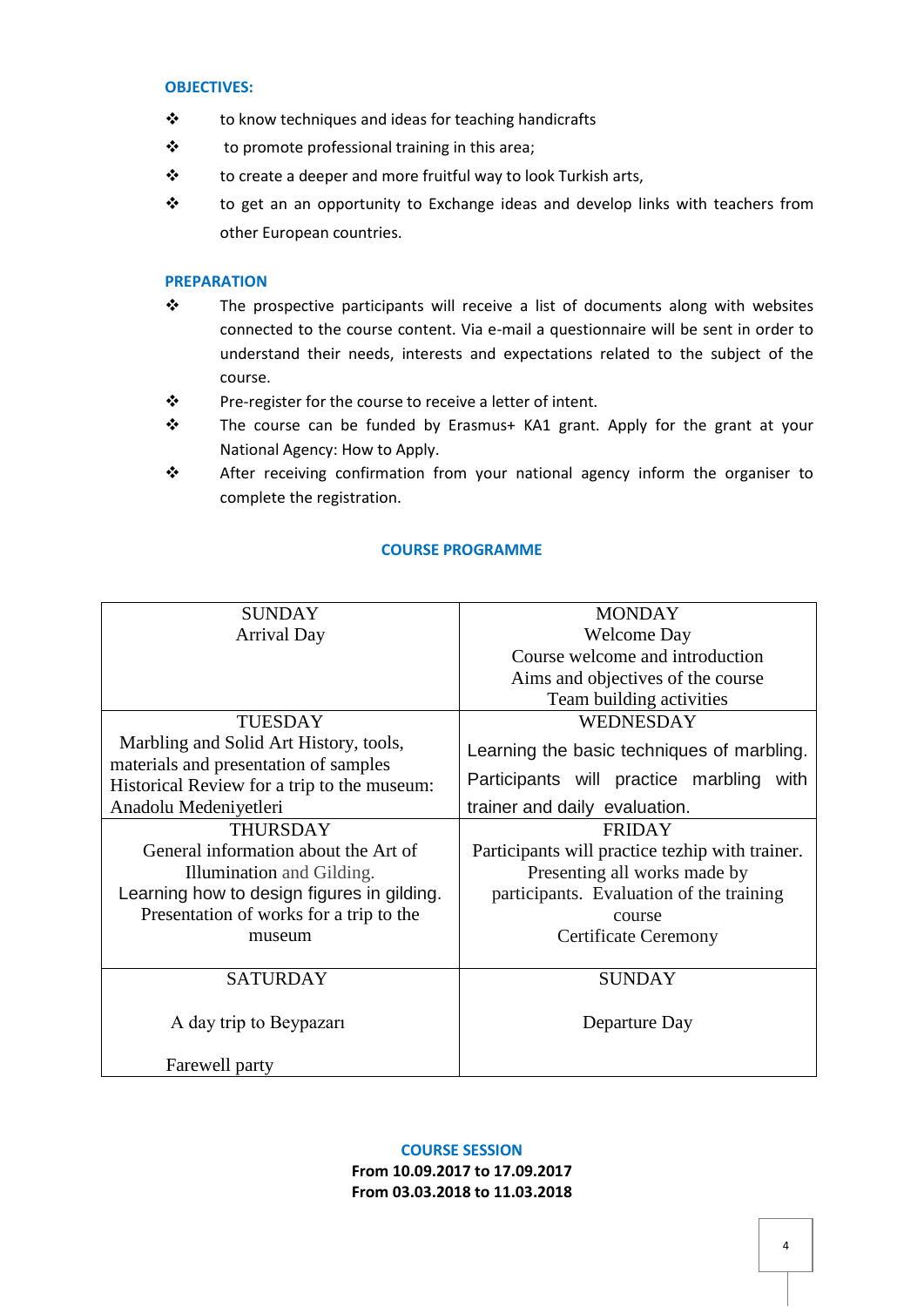### OBJECTIVES:

- to know techniques and ideas for teaching handicrafts
- to promote professional training in this area;
- to create a deeper and more fruitful way to look Turkish arts,
- to get an an opportunity to Exchange ideas and develop links with teachers from other European countries.

### PREPARATION

- The prospective participants will receive a list of documents along with websites connected to the course content. Via e-mail a questionnaire will be sent in order to understand their needs, interests and expectations related to the subject of the course.
- Pre-register for the course to receive a letter of intent.
- The course can be funded by Erasmus+ KA1 grant. Apply for the grant at your National Agency: How to Apply.
- After receiving confirmation from your national agency inform the organiser to complete the registration.

### COURSE PROGRAMME

| | |
|---|---|
| SUNDAY<br>Arrival Day | MONDAY<br>Welcome Day<br>Course welcome and introduction<br>Aims and objectives of the course<br>Team building activities |
| TUESDAY<br>Marbling and Solid Art History, tools, materials and presentation of samples<br>Historical Review for a trip to the museum: Anadolu Medeniyetleri | WEDNESDAY<br>Learning the basic techniques of marbling.<br>Participants will practice marbling with trainer and daily evaluation. |
| THURSDAY<br>General information about the Art of Illumination and Gilding.<br>Learning how to design figures in gilding.<br>Presentation of works for a trip to the museum | FRIDAY<br>Participants will practice tezhip with trainer.<br>Presenting all works made by participants. Evaluation of the training course<br>Certificate Ceremony |
| SATURDAY<br>A day trip to Beypazarı<br>Farewell party | SUNDAY<br>Departure Day |

### COURSE SESSION

**From 10.09.2017 to 17.09.2017**
**From 03.03.2018 to 11.03.2018**